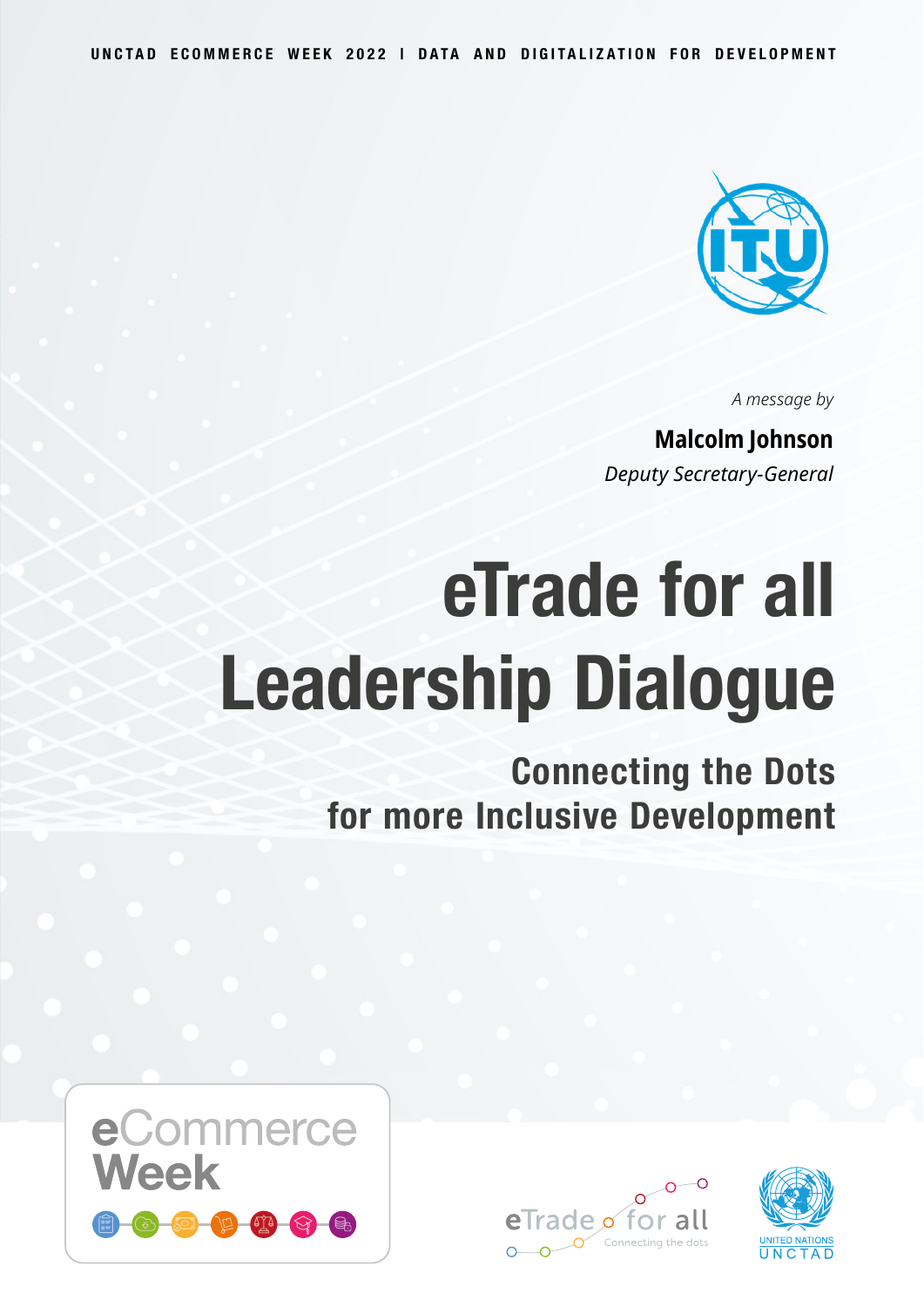UNCTAD ECOMMERCE WEEK 2022 I DATA AND DIGITALIZATION FOR DEVELOPMENT

*A message by*

**Malcolm Johnson**

*Deputy Secretary-General*

# eTrade for all Leadership Dialogue

## Connecting the Dots for more Inclusive Development

eCommerce Week

eTrade for all
Connecting the dots

UNITED NATIONS
UNCTAD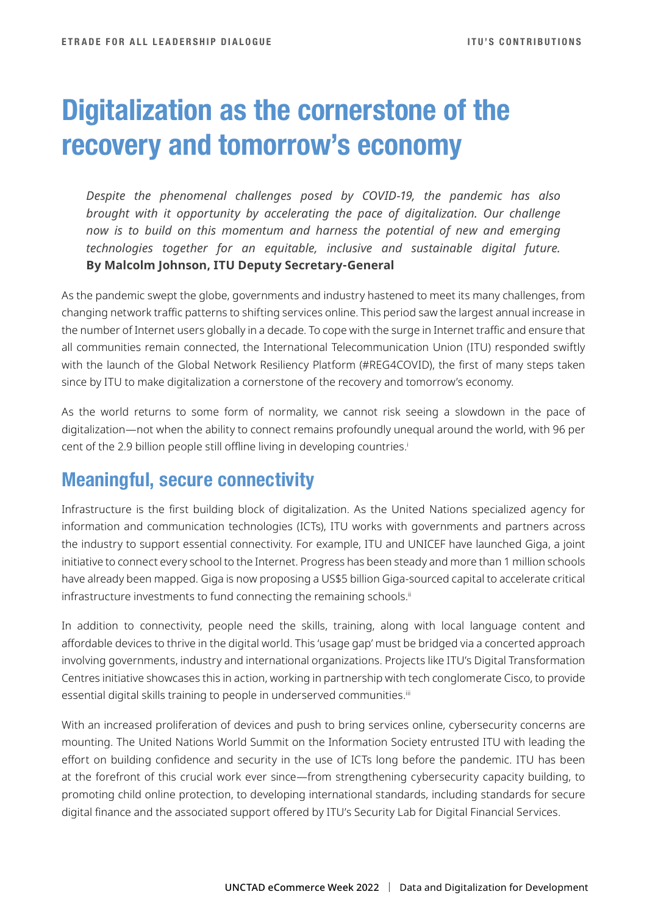# Digitalization as the cornerstone of the recovery and tomorrow's economy

*Despite the phenomenal challenges posed by COVID-19, the pandemic has also brought with it opportunity by accelerating the pace of digitalization. Our challenge now is to build on this momentum and harness the potential of new and emerging technologies together for an equitable, inclusive and sustainable digital future.*
**By Malcolm Johnson, ITU Deputy Secretary-General**

As the pandemic swept the globe, governments and industry hastened to meet its many challenges, from changing network traffic patterns to shifting services online. This period saw the largest annual increase in the number of Internet users globally in a decade. To cope with the surge in Internet traffic and ensure that all communities remain connected, the International Telecommunication Union (ITU) responded swiftly with the launch of the Global Network Resiliency Platform (#REG4COVID), the first of many steps taken since by ITU to make digitalization a cornerstone of the recovery and tomorrow's economy.

As the world returns to some form of normality, we cannot risk seeing a slowdown in the pace of digitalization—not when the ability to connect remains profoundly unequal around the world, with 96 per cent of the 2.9 billion people still offline living in developing countries.[i]

## Meaningful, secure connectivity

Infrastructure is the first building block of digitalization. As the United Nations specialized agency for information and communication technologies (ICTs), ITU works with governments and partners across the industry to support essential connectivity. For example, ITU and UNICEF have launched Giga, a joint initiative to connect every school to the Internet. Progress has been steady and more than 1 million schools have already been mapped. Giga is now proposing a US$5 billion Giga-sourced capital to accelerate critical infrastructure investments to fund connecting the remaining schools.[ii]

In addition to connectivity, people need the skills, training, along with local language content and affordable devices to thrive in the digital world. This 'usage gap' must be bridged via a concerted approach involving governments, industry and international organizations. Projects like ITU's Digital Transformation Centres initiative showcases this in action, working in partnership with tech conglomerate Cisco, to provide essential digital skills training to people in underserved communities.[iii]

With an increased proliferation of devices and push to bring services online, cybersecurity concerns are mounting. The United Nations World Summit on the Information Society entrusted ITU with leading the effort on building confidence and security in the use of ICTs long before the pandemic. ITU has been at the forefront of this crucial work ever since—from strengthening cybersecurity capacity building, to promoting child online protection, to developing international standards, including standards for secure digital finance and the associated support offered by ITU's Security Lab for Digital Financial Services.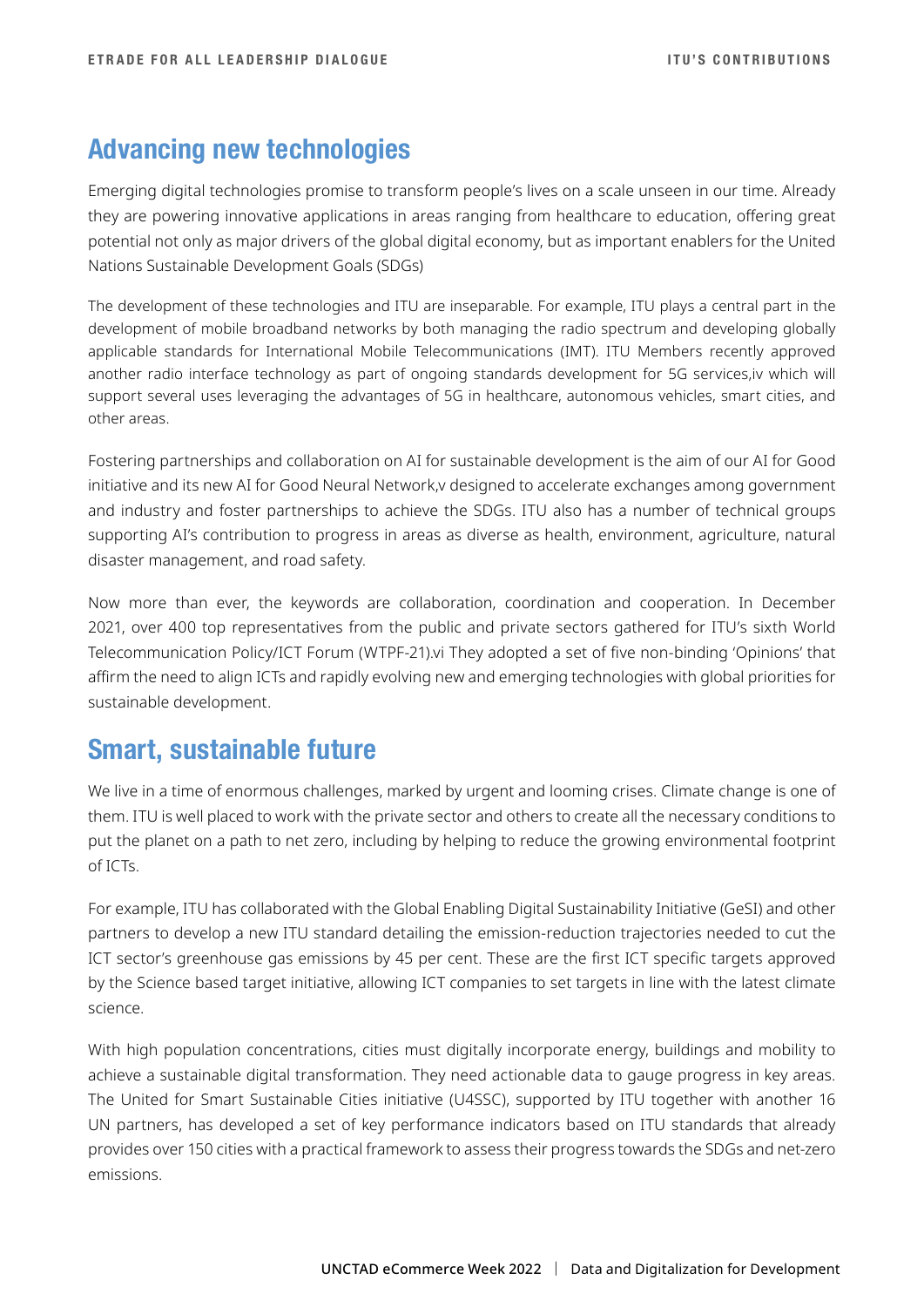## Advancing new technologies

Emerging digital technologies promise to transform people's lives on a scale unseen in our time. Already they are powering innovative applications in areas ranging from healthcare to education, offering great potential not only as major drivers of the global digital economy, but as important enablers for the United Nations Sustainable Development Goals (SDGs)

The development of these technologies and ITU are inseparable. For example, ITU plays a central part in the development of mobile broadband networks by both managing the radio spectrum and developing globally applicable standards for International Mobile Telecommunications (IMT). ITU Members recently approved another radio interface technology as part of ongoing standards development for 5G services,[iv] which will support several uses leveraging the advantages of 5G in healthcare, autonomous vehicles, smart cities, and other areas.

Fostering partnerships and collaboration on AI for sustainable development is the aim of our AI for Good initiative and its new AI for Good Neural Network,[v] designed to accelerate exchanges among government and industry and foster partnerships to achieve the SDGs. ITU also has a number of technical groups supporting AI's contribution to progress in areas as diverse as health, environment, agriculture, natural disaster management, and road safety.

Now more than ever, the keywords are collaboration, coordination and cooperation. In December 2021, over 400 top representatives from the public and private sectors gathered for ITU's sixth World Telecommunication Policy/ICT Forum (WTPF-21).[vi] They adopted a set of five non-binding 'Opinions' that affirm the need to align ICTs and rapidly evolving new and emerging technologies with global priorities for sustainable development.

## Smart, sustainable future

We live in a time of enormous challenges, marked by urgent and looming crises. Climate change is one of them. ITU is well placed to work with the private sector and others to create all the necessary conditions to put the planet on a path to net zero, including by helping to reduce the growing environmental footprint of ICTs.

For example, ITU has collaborated with the Global Enabling Digital Sustainability Initiative (GeSI) and other partners to develop a new ITU standard detailing the emission-reduction trajectories needed to cut the ICT sector's greenhouse gas emissions by 45 per cent. These are the first ICT specific targets approved by the Science based target initiative, allowing ICT companies to set targets in line with the latest climate science.

With high population concentrations, cities must digitally incorporate energy, buildings and mobility to achieve a sustainable digital transformation. They need actionable data to gauge progress in key areas. The United for Smart Sustainable Cities initiative (U4SSC), supported by ITU together with another 16 UN partners, has developed a set of key performance indicators based on ITU standards that already provides over 150 cities with a practical framework to assess their progress towards the SDGs and net-zero emissions.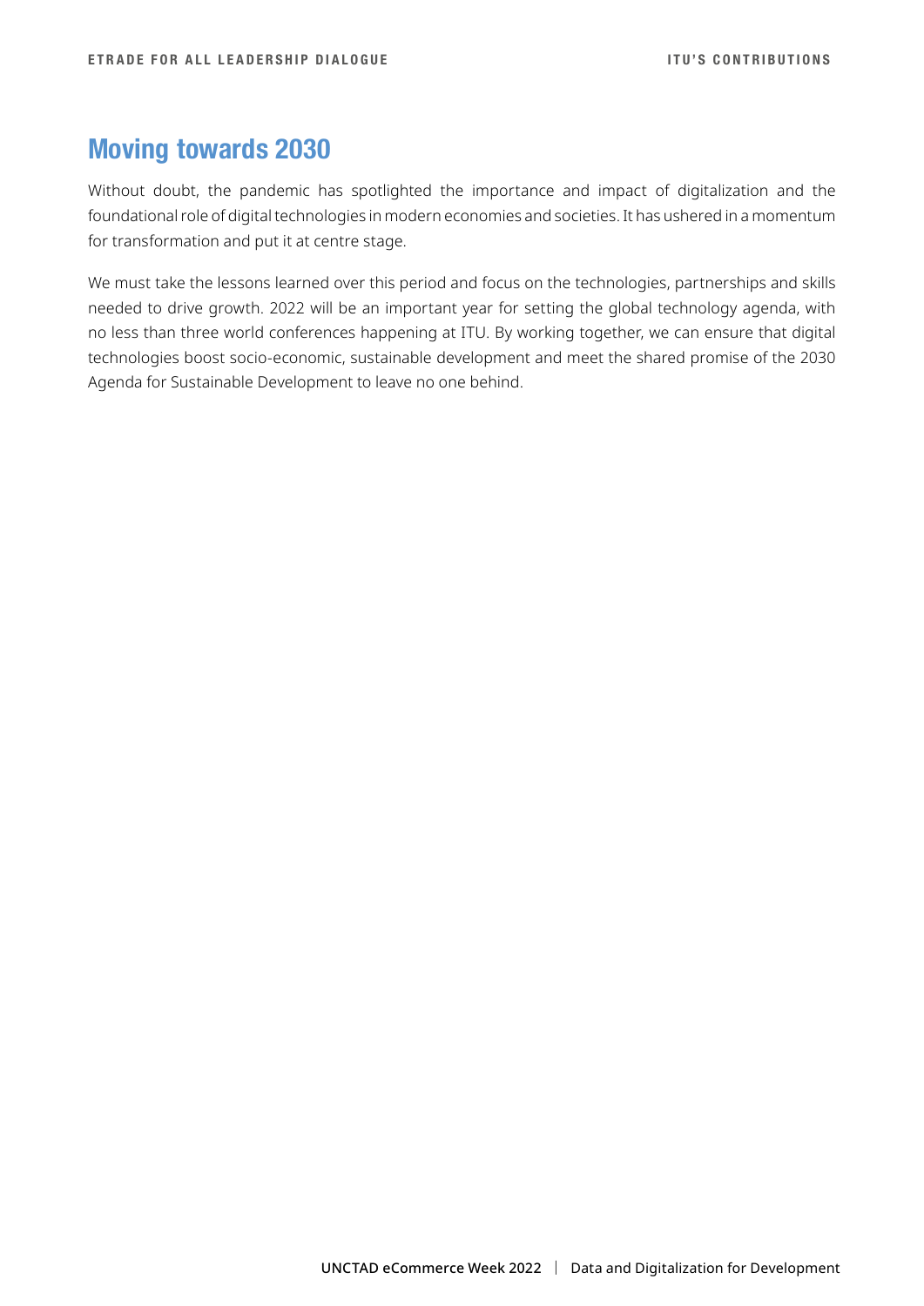## Moving towards 2030

Without doubt, the pandemic has spotlighted the importance and impact of digitalization and the foundational role of digital technologies in modern economies and societies. It has ushered in a momentum for transformation and put it at centre stage.

We must take the lessons learned over this period and focus on the technologies, partnerships and skills needed to drive growth. 2022 will be an important year for setting the global technology agenda, with no less than three world conferences happening at ITU. By working together, we can ensure that digital technologies boost socio-economic, sustainable development and meet the shared promise of the 2030 Agenda for Sustainable Development to leave no one behind.